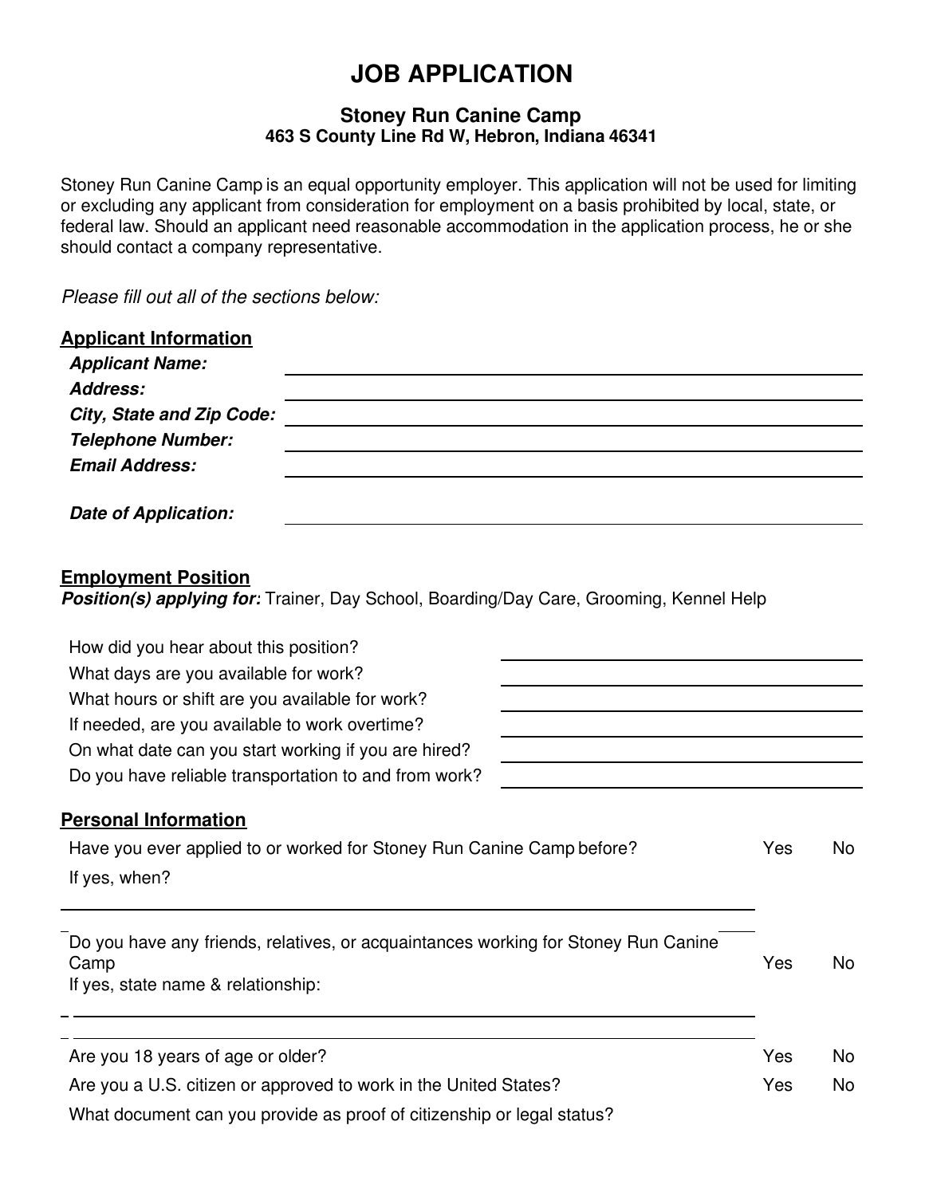# JOB APPLICATION

### Stoney Run Canine Camp

**463 S County Line Rd W, Hebron, Indiana 46341**

Stoney Run Canine Camp is an equal opportunity employer. This application will not be used for limiting or excluding any applicant from consideration for employment on a basis prohibited by local, state, or federal law. Should an applicant need reasonable accommodation in the application process, he or she should contact a company representative.

*Please fill out all of the sections below:*

## Applicant Information

***Applicant Name:*** \_\_\_\_\_\_\_\_\_\_\_\_\_\_\_\_\_\_\_\_\_\_\_\_\_\_\_\_\_\_

***Address:*** \_\_\_\_\_\_\_\_\_\_\_\_\_\_\_\_\_\_\_\_\_\_\_\_\_\_\_\_\_\_

***City, State and Zip Code:*** \_\_\_\_\_\_\_\_\_\_\_\_\_\_\_\_\_\_\_\_\_\_\_\_\_\_\_\_\_\_

***Telephone Number:*** \_\_\_\_\_\_\_\_\_\_\_\_\_\_\_\_\_\_\_\_\_\_\_\_\_\_\_\_\_\_

***Email Address:*** \_\_\_\_\_\_\_\_\_\_\_\_\_\_\_\_\_\_\_\_\_\_\_\_\_\_\_\_\_\_

***Date of Application:*** \_\_\_\_\_\_\_\_\_\_\_\_\_\_\_\_\_\_\_\_\_\_\_\_\_\_\_\_\_\_

## Employment Position

***Position(s) applying for:*** Trainer, Day School, Boarding/Day Care, Grooming, Kennel Help

How did you hear about this position? \_\_\_\_\_\_\_\_\_\_\_\_\_\_\_\_\_\_\_\_

What days are you available for work? \_\_\_\_\_\_\_\_\_\_\_\_\_\_\_\_\_\_\_\_

What hours or shift are you available for work? \_\_\_\_\_\_\_\_\_\_\_\_\_\_\_\_\_\_\_\_

If needed, are you available to work overtime? \_\_\_\_\_\_\_\_\_\_\_\_\_\_\_\_\_\_\_\_

On what date can you start working if you are hired? \_\_\_\_\_\_\_\_\_\_\_\_\_\_\_\_\_\_\_\_

Do you have reliable transportation to and from work? \_\_\_\_\_\_\_\_\_\_\_\_\_\_\_\_\_\_\_\_

## Personal Information

Have you ever applied to or worked for Stoney Run Canine Camp before? Yes No

If yes, when?

\_\_\_\_\_\_\_\_\_\_\_\_\_\_\_\_\_\_\_\_\_\_\_\_\_\_\_\_\_\_\_\_\_\_\_\_\_\_\_\_

Do you have any friends, relatives, or acquaintances working for Stoney Run Canine Camp Yes No

If yes, state name & relationship:

\_\_\_\_\_\_\_\_\_\_\_\_\_\_\_\_\_\_\_\_\_\_\_\_\_\_\_\_\_\_\_\_\_\_\_\_\_\_\_\_

\_\_\_\_\_\_\_\_\_\_\_\_\_\_\_\_\_\_\_\_\_\_\_\_\_\_\_\_\_\_\_\_\_\_\_\_\_\_\_\_

Are you 18 years of age or older? Yes No

Are you a U.S. citizen or approved to work in the United States? Yes No

What document can you provide as proof of citizenship or legal status?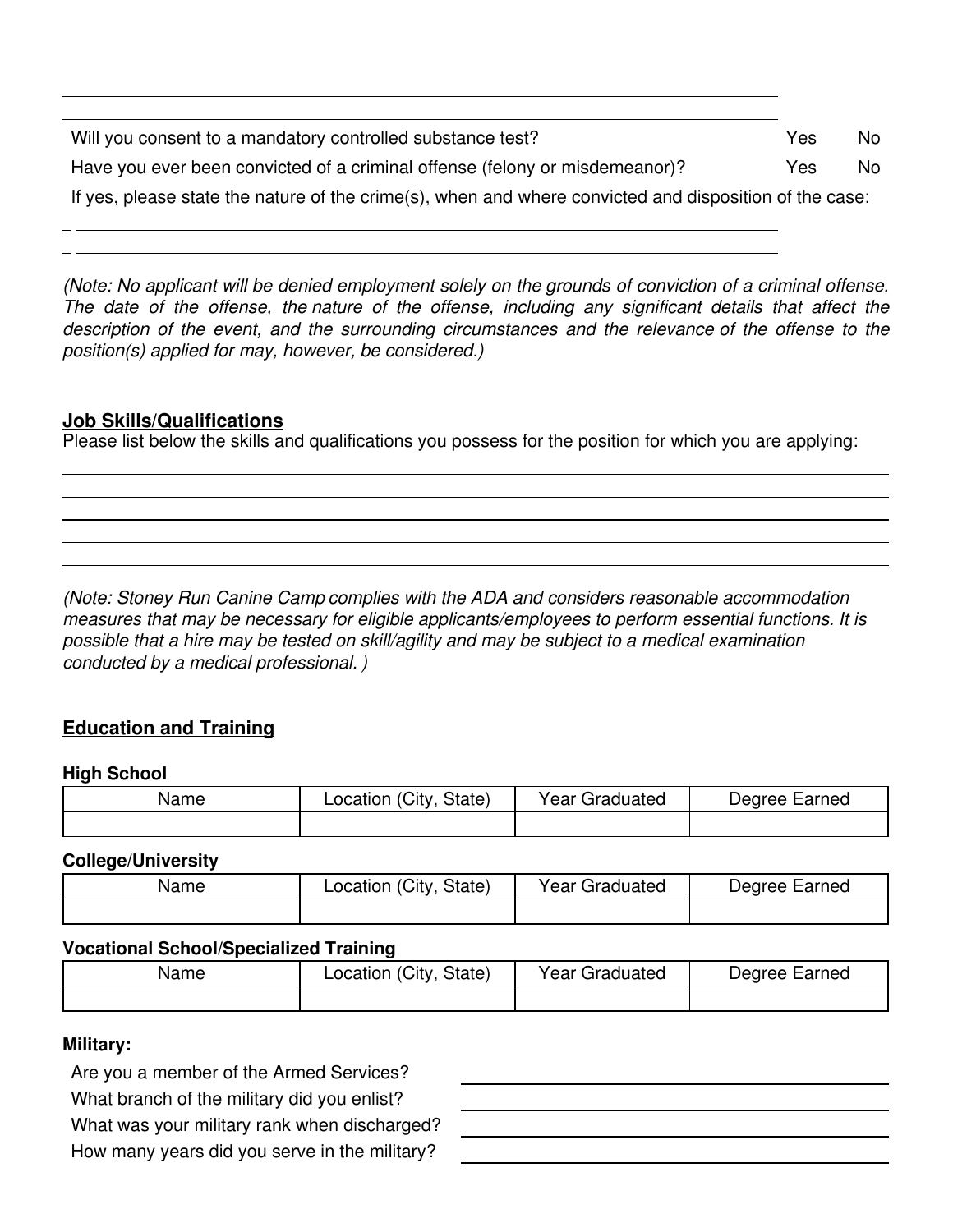Will you consent to a mandatory controlled substance test? Yes No

Have you ever been convicted of a criminal offense (felony or misdemeanor)? Yes No

If yes, please state the nature of the crime(s), when and where convicted and disposition of the case:

*(Note: No applicant will be denied employment solely on the grounds of conviction of a criminal offense. The date of the offense, the nature of the offense, including any significant details that affect the description of the event, and the surrounding circumstances and the relevance of the offense to the position(s) applied for may, however, be considered.)*

## Job Skills/Qualifications

Please list below the skills and qualifications you possess for the position for which you are applying:

*(Note: Stoney Run Canine Camp complies with the ADA and considers reasonable accommodation measures that may be necessary for eligible applicants/employees to perform essential functions. It is possible that a hire may be tested on skill/agility and may be subject to a medical examination conducted by a medical professional. )*

## Education and Training

**High School**

| Name | Location (City, State) | Year Graduated | Degree Earned |
|---|---|---|---|
| | | | |

**College/University**

| Name | Location (City, State) | Year Graduated | Degree Earned |
|---|---|---|---|
| | | | |

**Vocational School/Specialized Training**

| Name | Location (City, State) | Year Graduated | Degree Earned |
|---|---|---|---|
| | | | |

**Military:**

Are you a member of the Armed Services?

What branch of the military did you enlist?

What was your military rank when discharged?

How many years did you serve in the military?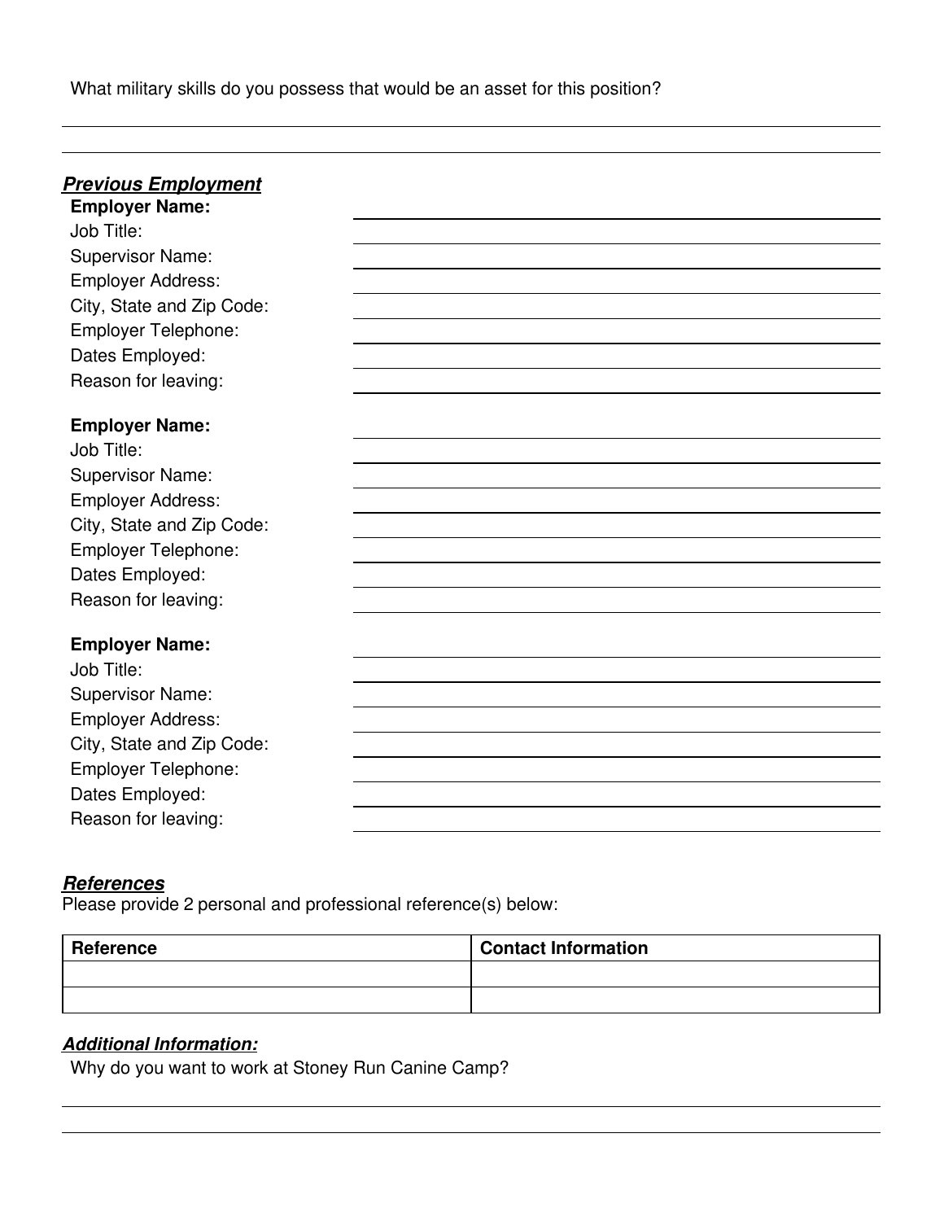What military skills do you possess that would be an asset for this position?

## ***Previous Employment***

**Employer Name:**
Job Title:
Supervisor Name:
Employer Address:
City, State and Zip Code:
Employer Telephone:
Dates Employed:
Reason for leaving:

**Employer Name:**
Job Title:
Supervisor Name:
Employer Address:
City, State and Zip Code:
Employer Telephone:
Dates Employed:
Reason for leaving:

**Employer Name:**
Job Title:
Supervisor Name:
Employer Address:
City, State and Zip Code:
Employer Telephone:
Dates Employed:
Reason for leaving:

## ***References***

Please provide 2 personal and professional reference(s) below:

| Reference | Contact Information |
| --- | --- |
| | |
| | |

## ***Additional Information:***

Why do you want to work at Stoney Run Canine Camp?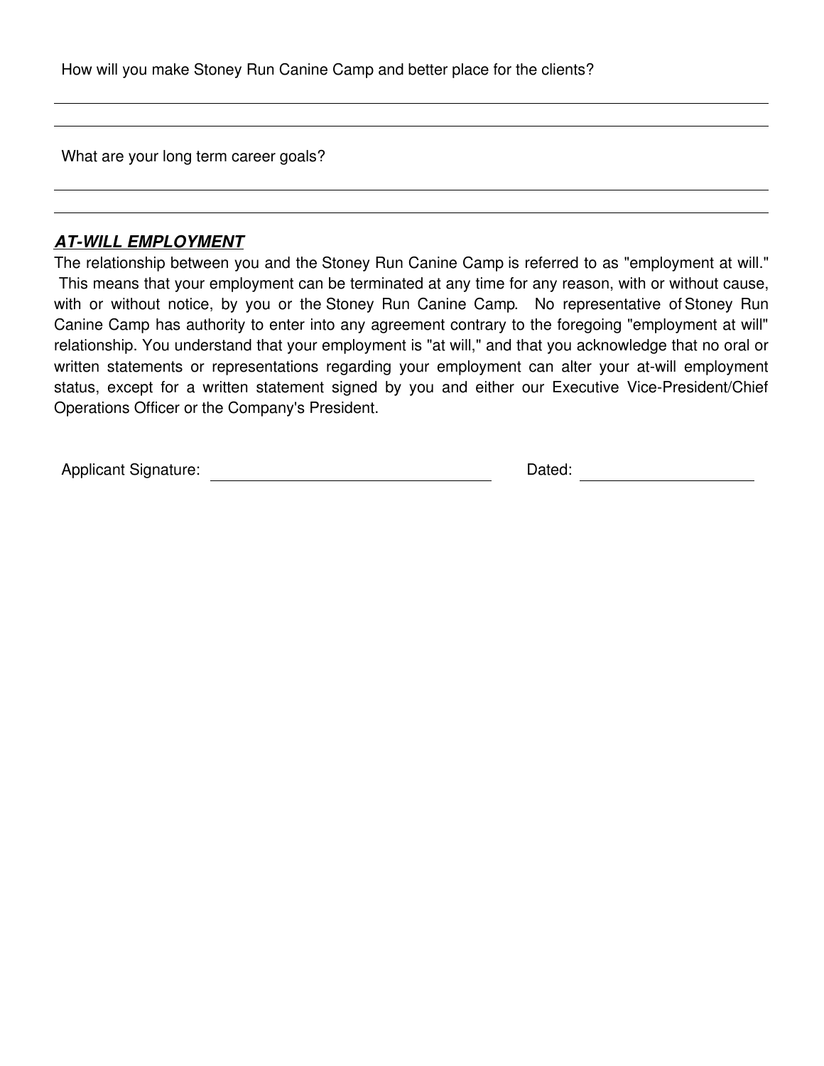How will you make Stoney Run Canine Camp and better place for the clients?

\_\_\_\_\_\_\_\_\_\_\_\_\_\_\_\_\_\_\_\_\_\_\_\_\_\_\_\_\_\_\_\_\_\_\_\_\_\_\_\_\_\_\_\_\_\_\_\_\_\_\_\_\_\_\_\_\_\_\_\_\_\_\_\_\_\_\_\_\_\_\_\_\_\_\_\_

\_\_\_\_\_\_\_\_\_\_\_\_\_\_\_\_\_\_\_\_\_\_\_\_\_\_\_\_\_\_\_\_\_\_\_\_\_\_\_\_\_\_\_\_\_\_\_\_\_\_\_\_\_\_\_\_\_\_\_\_\_\_\_\_\_\_\_\_\_\_\_\_\_\_\_\_

What are your long term career goals?

\_\_\_\_\_\_\_\_\_\_\_\_\_\_\_\_\_\_\_\_\_\_\_\_\_\_\_\_\_\_\_\_\_\_\_\_\_\_\_\_\_\_\_\_\_\_\_\_\_\_\_\_\_\_\_\_\_\_\_\_\_\_\_\_\_\_\_\_\_\_\_\_\_\_\_\_

\_\_\_\_\_\_\_\_\_\_\_\_\_\_\_\_\_\_\_\_\_\_\_\_\_\_\_\_\_\_\_\_\_\_\_\_\_\_\_\_\_\_\_\_\_\_\_\_\_\_\_\_\_\_\_\_\_\_\_\_\_\_\_\_\_\_\_\_\_\_\_\_\_\_\_\_

## ***AT-WILL EMPLOYMENT***

The relationship between you and the Stoney Run Canine Camp is referred to as "employment at will." This means that your employment can be terminated at any time for any reason, with or without cause, with or without notice, by you or the Stoney Run Canine Camp. No representative of Stoney Run Canine Camp has authority to enter into any agreement contrary to the foregoing "employment at will" relationship. You understand that your employment is "at will," and that you acknowledge that no oral or written statements or representations regarding your employment can alter your at-will employment status, except for a written statement signed by you and either our Executive Vice-President/Chief Operations Officer or the Company's President.

Applicant Signature: \_\_\_\_\_\_\_\_\_\_\_\_\_\_\_\_\_\_\_\_\_\_\_\_\_\_\_\_\_\_\_\_ Dated: \_\_\_\_\_\_\_\_\_\_\_\_\_\_\_\_\_\_\_\_